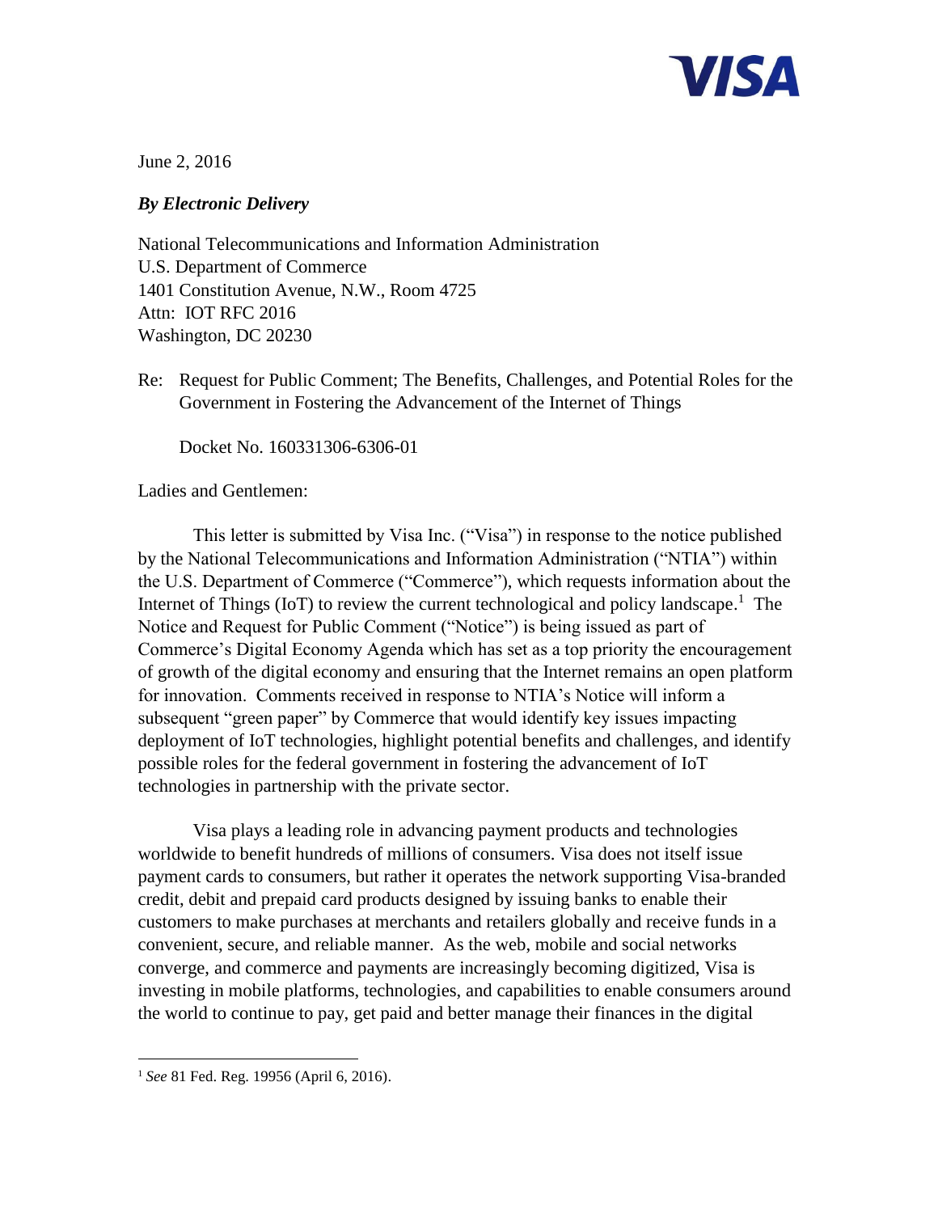VISA

June 2, 2016

***By Electronic Delivery***

National Telecommunications and Information Administration
U.S. Department of Commerce
1401 Constitution Avenue, N.W., Room 4725
Attn: IOT RFC 2016
Washington, DC 20230

Re: Request for Public Comment; The Benefits, Challenges, and Potential Roles for the Government in Fostering the Advancement of the Internet of Things

Docket No. 160331306-6306-01

Ladies and Gentlemen:

This letter is submitted by Visa Inc. ("Visa") in response to the notice published by the National Telecommunications and Information Administration ("NTIA") within the U.S. Department of Commerce ("Commerce"), which requests information about the Internet of Things (IoT) to review the current technological and policy landscape.[1] The Notice and Request for Public Comment ("Notice") is being issued as part of Commerce's Digital Economy Agenda which has set as a top priority the encouragement of growth of the digital economy and ensuring that the Internet remains an open platform for innovation. Comments received in response to NTIA's Notice will inform a subsequent "green paper" by Commerce that would identify key issues impacting deployment of IoT technologies, highlight potential benefits and challenges, and identify possible roles for the federal government in fostering the advancement of IoT technologies in partnership with the private sector.

Visa plays a leading role in advancing payment products and technologies worldwide to benefit hundreds of millions of consumers. Visa does not itself issue payment cards to consumers, but rather it operates the network supporting Visa-branded credit, debit and prepaid card products designed by issuing banks to enable their customers to make purchases at merchants and retailers globally and receive funds in a convenient, secure, and reliable manner. As the web, mobile and social networks converge, and commerce and payments are increasingly becoming digitized, Visa is investing in mobile platforms, technologies, and capabilities to enable consumers around the world to continue to pay, get paid and better manage their finances in the digital

---

[1] *See* 81 Fed. Reg. 19956 (April 6, 2016).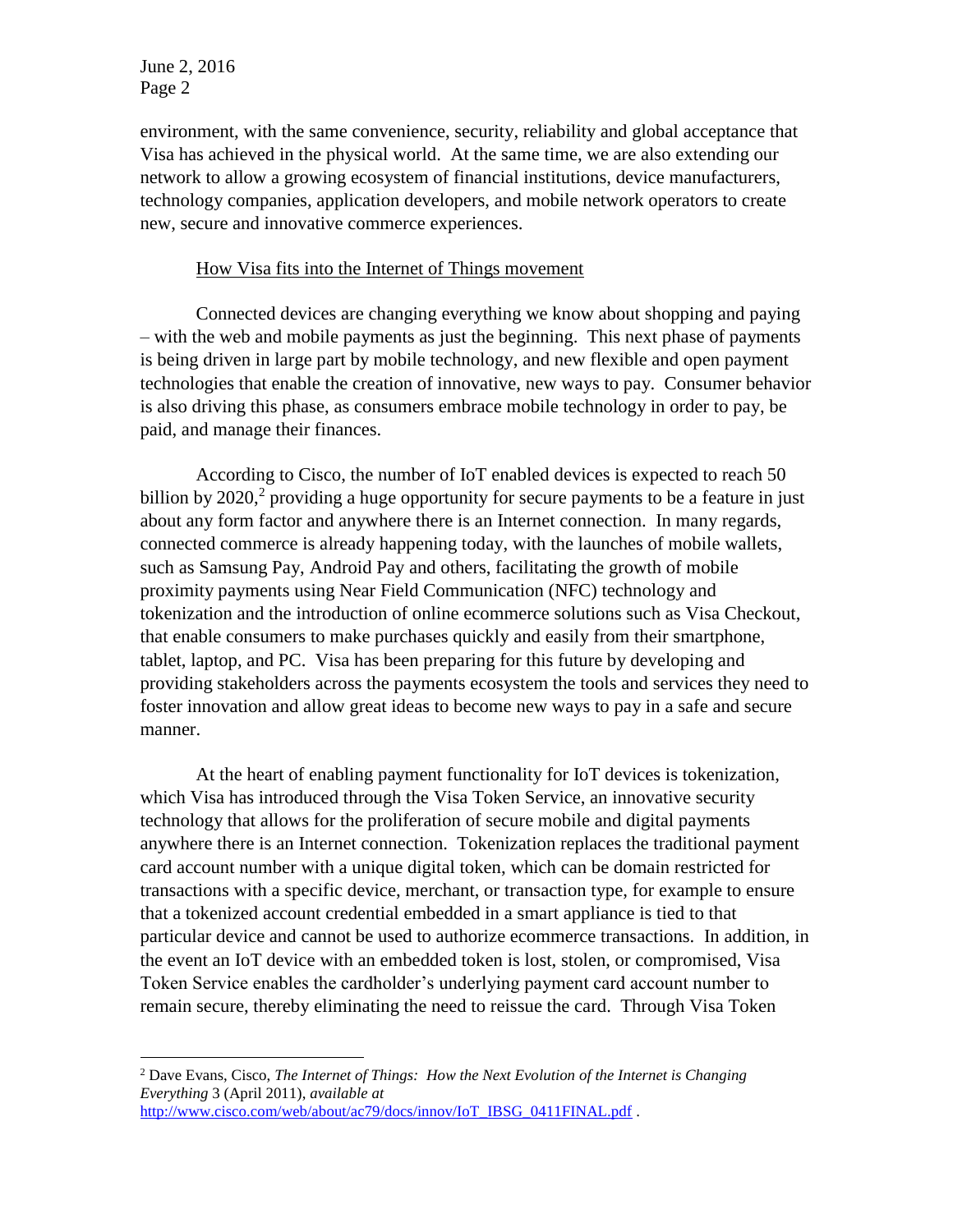environment, with the same convenience, security, reliability and global acceptance that Visa has achieved in the physical world. At the same time, we are also extending our network to allow a growing ecosystem of financial institutions, device manufacturers, technology companies, application developers, and mobile network operators to create new, secure and innovative commerce experiences.

<u>How Visa fits into the Internet of Things movement</u>

Connected devices are changing everything we know about shopping and paying – with the web and mobile payments as just the beginning. This next phase of payments is being driven in large part by mobile technology, and new flexible and open payment technologies that enable the creation of innovative, new ways to pay. Consumer behavior is also driving this phase, as consumers embrace mobile technology in order to pay, be paid, and manage their finances.

According to Cisco, the number of IoT enabled devices is expected to reach 50 billion by 2020,[2] providing a huge opportunity for secure payments to be a feature in just about any form factor and anywhere there is an Internet connection. In many regards, connected commerce is already happening today, with the launches of mobile wallets, such as Samsung Pay, Android Pay and others, facilitating the growth of mobile proximity payments using Near Field Communication (NFC) technology and tokenization and the introduction of online ecommerce solutions such as Visa Checkout, that enable consumers to make purchases quickly and easily from their smartphone, tablet, laptop, and PC. Visa has been preparing for this future by developing and providing stakeholders across the payments ecosystem the tools and services they need to foster innovation and allow great ideas to become new ways to pay in a safe and secure manner.

At the heart of enabling payment functionality for IoT devices is tokenization, which Visa has introduced through the Visa Token Service, an innovative security technology that allows for the proliferation of secure mobile and digital payments anywhere there is an Internet connection. Tokenization replaces the traditional payment card account number with a unique digital token, which can be domain restricted for transactions with a specific device, merchant, or transaction type, for example to ensure that a tokenized account credential embedded in a smart appliance is tied to that particular device and cannot be used to authorize ecommerce transactions. In addition, in the event an IoT device with an embedded token is lost, stolen, or compromised, Visa Token Service enables the cardholder's underlying payment card account number to remain secure, thereby eliminating the need to reissue the card. Through Visa Token

---

[2] Dave Evans, Cisco, *The Internet of Things: How the Next Evolution of the Internet is Changing Everything* 3 (April 2011), *available at* http://www.cisco.com/web/about/ac79/docs/innov/IoT_IBSG_0411FINAL.pdf .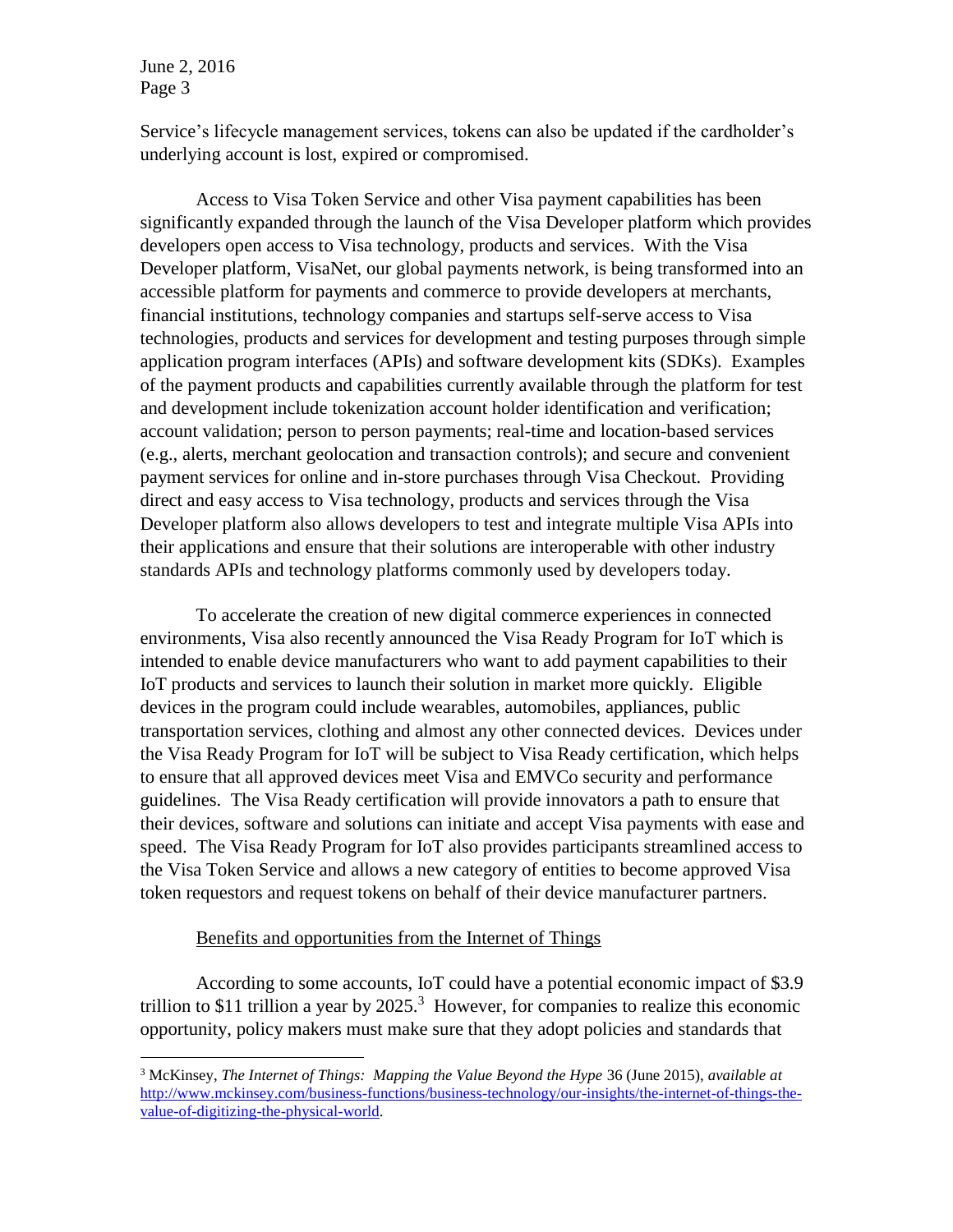Service's lifecycle management services, tokens can also be updated if the cardholder's underlying account is lost, expired or compromised.

Access to Visa Token Service and other Visa payment capabilities has been significantly expanded through the launch of the Visa Developer platform which provides developers open access to Visa technology, products and services. With the Visa Developer platform, VisaNet, our global payments network, is being transformed into an accessible platform for payments and commerce to provide developers at merchants, financial institutions, technology companies and startups self-serve access to Visa technologies, products and services for development and testing purposes through simple application program interfaces (APIs) and software development kits (SDKs). Examples of the payment products and capabilities currently available through the platform for test and development include tokenization account holder identification and verification; account validation; person to person payments; real-time and location-based services (e.g., alerts, merchant geolocation and transaction controls); and secure and convenient payment services for online and in-store purchases through Visa Checkout. Providing direct and easy access to Visa technology, products and services through the Visa Developer platform also allows developers to test and integrate multiple Visa APIs into their applications and ensure that their solutions are interoperable with other industry standards APIs and technology platforms commonly used by developers today.

To accelerate the creation of new digital commerce experiences in connected environments, Visa also recently announced the Visa Ready Program for IoT which is intended to enable device manufacturers who want to add payment capabilities to their IoT products and services to launch their solution in market more quickly. Eligible devices in the program could include wearables, automobiles, appliances, public transportation services, clothing and almost any other connected devices. Devices under the Visa Ready Program for IoT will be subject to Visa Ready certification, which helps to ensure that all approved devices meet Visa and EMVCo security and performance guidelines. The Visa Ready certification will provide innovators a path to ensure that their devices, software and solutions can initiate and accept Visa payments with ease and speed. The Visa Ready Program for IoT also provides participants streamlined access to the Visa Token Service and allows a new category of entities to become approved Visa token requestors and request tokens on behalf of their device manufacturer partners.

<u>Benefits and opportunities from the Internet of Things</u>

According to some accounts, IoT could have a potential economic impact of $3.9 trillion to $11 trillion a year by 2025.[3] However, for companies to realize this economic opportunity, policy makers must make sure that they adopt policies and standards that

[3] McKinsey, *The Internet of Things: Mapping the Value Beyond the Hype* 36 (June 2015), *available at* http://www.mckinsey.com/business-functions/business-technology/our-insights/the-internet-of-things-the-value-of-digitizing-the-physical-world.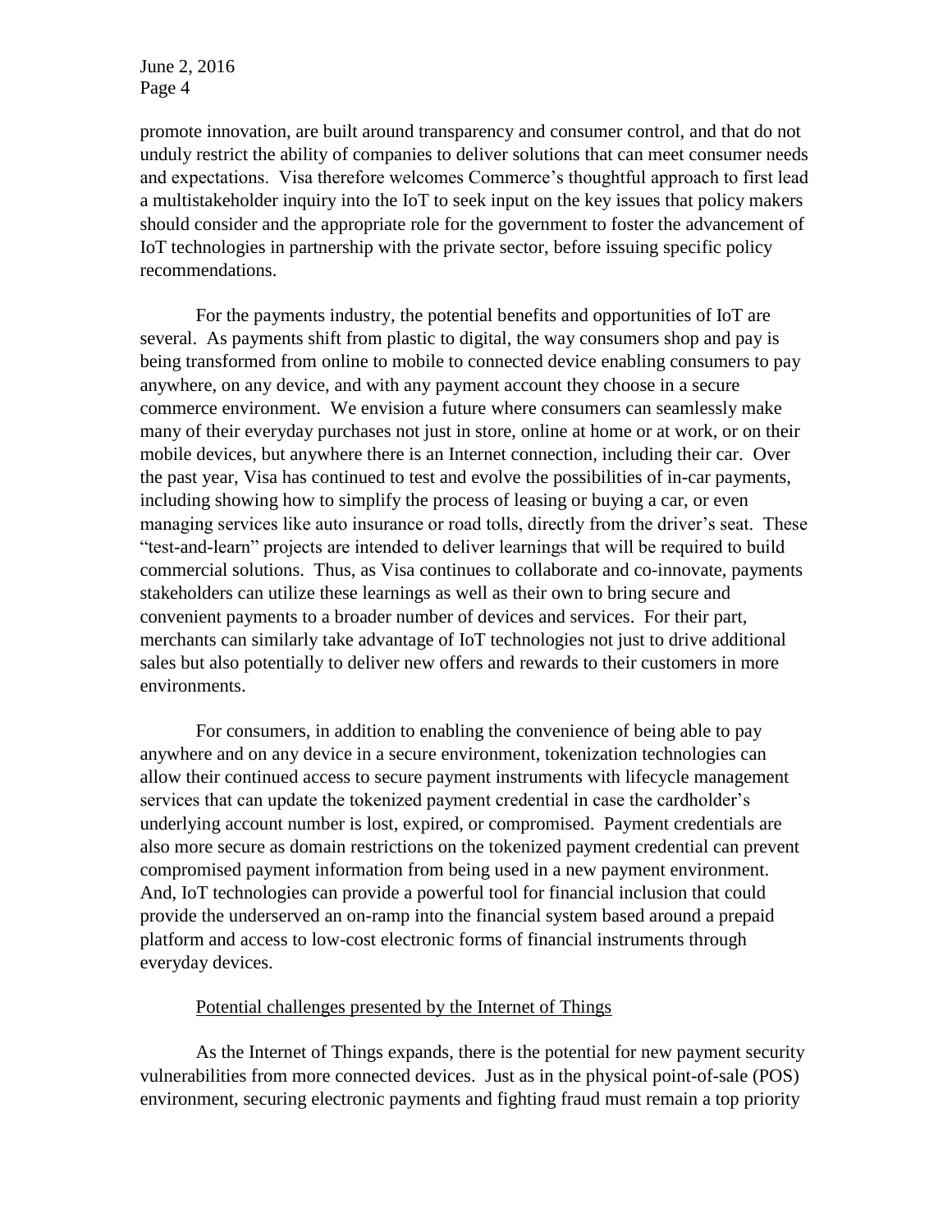promote innovation, are built around transparency and consumer control, and that do not unduly restrict the ability of companies to deliver solutions that can meet consumer needs and expectations. Visa therefore welcomes Commerce's thoughtful approach to first lead a multistakeholder inquiry into the IoT to seek input on the key issues that policy makers should consider and the appropriate role for the government to foster the advancement of IoT technologies in partnership with the private sector, before issuing specific policy recommendations.

For the payments industry, the potential benefits and opportunities of IoT are several. As payments shift from plastic to digital, the way consumers shop and pay is being transformed from online to mobile to connected device enabling consumers to pay anywhere, on any device, and with any payment account they choose in a secure commerce environment. We envision a future where consumers can seamlessly make many of their everyday purchases not just in store, online at home or at work, or on their mobile devices, but anywhere there is an Internet connection, including their car. Over the past year, Visa has continued to test and evolve the possibilities of in-car payments, including showing how to simplify the process of leasing or buying a car, or even managing services like auto insurance or road tolls, directly from the driver's seat. These "test-and-learn" projects are intended to deliver learnings that will be required to build commercial solutions. Thus, as Visa continues to collaborate and co-innovate, payments stakeholders can utilize these learnings as well as their own to bring secure and convenient payments to a broader number of devices and services. For their part, merchants can similarly take advantage of IoT technologies not just to drive additional sales but also potentially to deliver new offers and rewards to their customers in more environments.

For consumers, in addition to enabling the convenience of being able to pay anywhere and on any device in a secure environment, tokenization technologies can allow their continued access to secure payment instruments with lifecycle management services that can update the tokenized payment credential in case the cardholder's underlying account number is lost, expired, or compromised. Payment credentials are also more secure as domain restrictions on the tokenized payment credential can prevent compromised payment information from being used in a new payment environment. And, IoT technologies can provide a powerful tool for financial inclusion that could provide the underserved an on-ramp into the financial system based around a prepaid platform and access to low-cost electronic forms of financial instruments through everyday devices.

Potential challenges presented by the Internet of Things

As the Internet of Things expands, there is the potential for new payment security vulnerabilities from more connected devices. Just as in the physical point-of-sale (POS) environment, securing electronic payments and fighting fraud must remain a top priority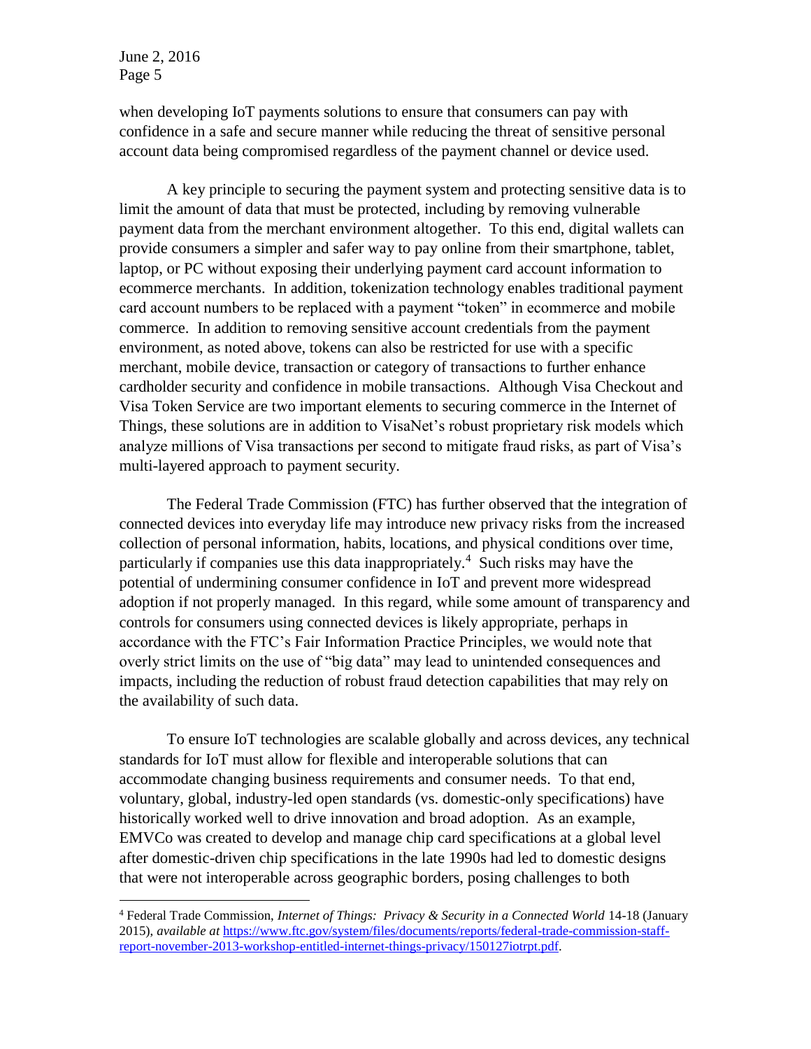when developing IoT payments solutions to ensure that consumers can pay with confidence in a safe and secure manner while reducing the threat of sensitive personal account data being compromised regardless of the payment channel or device used.

A key principle to securing the payment system and protecting sensitive data is to limit the amount of data that must be protected, including by removing vulnerable payment data from the merchant environment altogether. To this end, digital wallets can provide consumers a simpler and safer way to pay online from their smartphone, tablet, laptop, or PC without exposing their underlying payment card account information to ecommerce merchants. In addition, tokenization technology enables traditional payment card account numbers to be replaced with a payment "token" in ecommerce and mobile commerce. In addition to removing sensitive account credentials from the payment environment, as noted above, tokens can also be restricted for use with a specific merchant, mobile device, transaction or category of transactions to further enhance cardholder security and confidence in mobile transactions. Although Visa Checkout and Visa Token Service are two important elements to securing commerce in the Internet of Things, these solutions are in addition to VisaNet's robust proprietary risk models which analyze millions of Visa transactions per second to mitigate fraud risks, as part of Visa's multi-layered approach to payment security.

The Federal Trade Commission (FTC) has further observed that the integration of connected devices into everyday life may introduce new privacy risks from the increased collection of personal information, habits, locations, and physical conditions over time, particularly if companies use this data inappropriately.[4] Such risks may have the potential of undermining consumer confidence in IoT and prevent more widespread adoption if not properly managed. In this regard, while some amount of transparency and controls for consumers using connected devices is likely appropriate, perhaps in accordance with the FTC's Fair Information Practice Principles, we would note that overly strict limits on the use of "big data" may lead to unintended consequences and impacts, including the reduction of robust fraud detection capabilities that may rely on the availability of such data.

To ensure IoT technologies are scalable globally and across devices, any technical standards for IoT must allow for flexible and interoperable solutions that can accommodate changing business requirements and consumer needs. To that end, voluntary, global, industry-led open standards (vs. domestic-only specifications) have historically worked well to drive innovation and broad adoption. As an example, EMVCo was created to develop and manage chip card specifications at a global level after domestic-driven chip specifications in the late 1990s had led to domestic designs that were not interoperable across geographic borders, posing challenges to both

---

[4] Federal Trade Commission, *Internet of Things: Privacy & Security in a Connected World* 14-18 (January 2015), *available at* https://www.ftc.gov/system/files/documents/reports/federal-trade-commission-staff-report-november-2013-workshop-entitled-internet-things-privacy/150127iotrpt.pdf.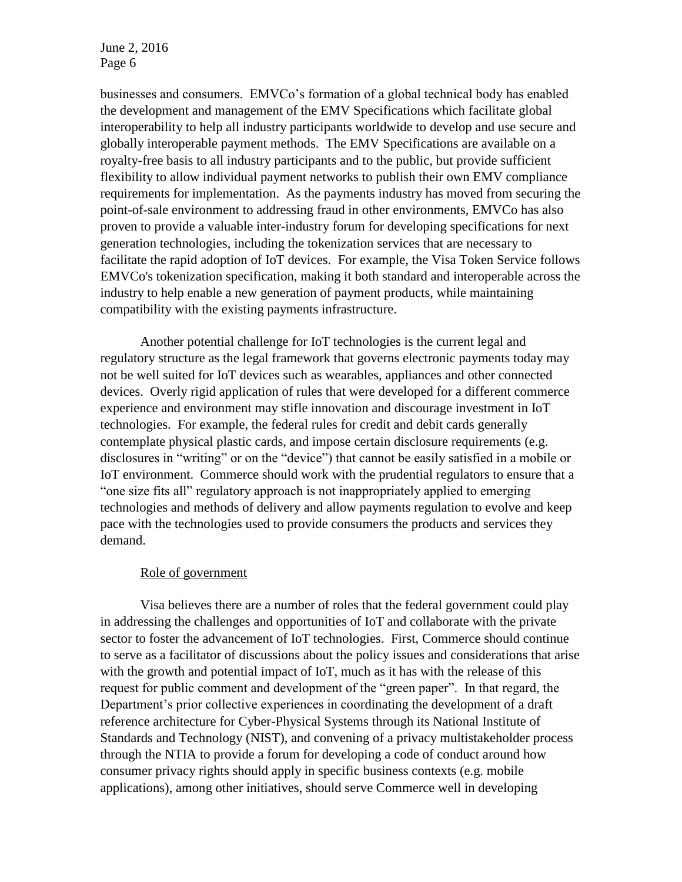businesses and consumers. EMVCo's formation of a global technical body has enabled the development and management of the EMV Specifications which facilitate global interoperability to help all industry participants worldwide to develop and use secure and globally interoperable payment methods. The EMV Specifications are available on a royalty-free basis to all industry participants and to the public, but provide sufficient flexibility to allow individual payment networks to publish their own EMV compliance requirements for implementation. As the payments industry has moved from securing the point-of-sale environment to addressing fraud in other environments, EMVCo has also proven to provide a valuable inter-industry forum for developing specifications for next generation technologies, including the tokenization services that are necessary to facilitate the rapid adoption of IoT devices. For example, the Visa Token Service follows EMVCo's tokenization specification, making it both standard and interoperable across the industry to help enable a new generation of payment products, while maintaining compatibility with the existing payments infrastructure.

Another potential challenge for IoT technologies is the current legal and regulatory structure as the legal framework that governs electronic payments today may not be well suited for IoT devices such as wearables, appliances and other connected devices. Overly rigid application of rules that were developed for a different commerce experience and environment may stifle innovation and discourage investment in IoT technologies. For example, the federal rules for credit and debit cards generally contemplate physical plastic cards, and impose certain disclosure requirements (e.g. disclosures in "writing" or on the "device") that cannot be easily satisfied in a mobile or IoT environment. Commerce should work with the prudential regulators to ensure that a "one size fits all" regulatory approach is not inappropriately applied to emerging technologies and methods of delivery and allow payments regulation to evolve and keep pace with the technologies used to provide consumers the products and services they demand.

<u>Role of government</u>

Visa believes there are a number of roles that the federal government could play in addressing the challenges and opportunities of IoT and collaborate with the private sector to foster the advancement of IoT technologies. First, Commerce should continue to serve as a facilitator of discussions about the policy issues and considerations that arise with the growth and potential impact of IoT, much as it has with the release of this request for public comment and development of the "green paper". In that regard, the Department's prior collective experiences in coordinating the development of a draft reference architecture for Cyber-Physical Systems through its National Institute of Standards and Technology (NIST), and convening of a privacy multistakeholder process through the NTIA to provide a forum for developing a code of conduct around how consumer privacy rights should apply in specific business contexts (e.g. mobile applications), among other initiatives, should serve Commerce well in developing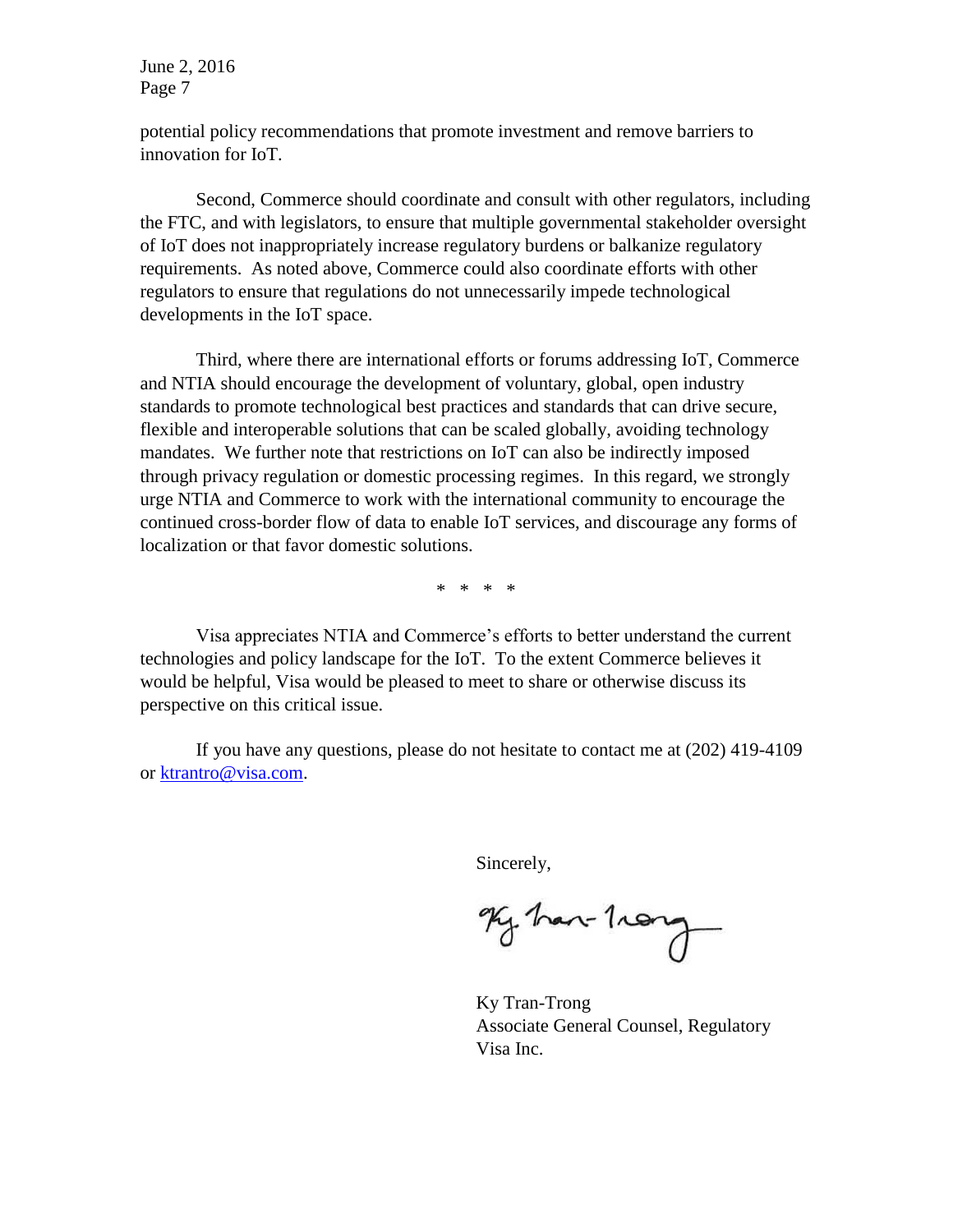potential policy recommendations that promote investment and remove barriers to innovation for IoT.

Second, Commerce should coordinate and consult with other regulators, including the FTC, and with legislators, to ensure that multiple governmental stakeholder oversight of IoT does not inappropriately increase regulatory burdens or balkanize regulatory requirements. As noted above, Commerce could also coordinate efforts with other regulators to ensure that regulations do not unnecessarily impede technological developments in the IoT space.

Third, where there are international efforts or forums addressing IoT, Commerce and NTIA should encourage the development of voluntary, global, open industry standards to promote technological best practices and standards that can drive secure, flexible and interoperable solutions that can be scaled globally, avoiding technology mandates. We further note that restrictions on IoT can also be indirectly imposed through privacy regulation or domestic processing regimes. In this regard, we strongly urge NTIA and Commerce to work with the international community to encourage the continued cross-border flow of data to enable IoT services, and discourage any forms of localization or that favor domestic solutions.

\* \* \* \*

Visa appreciates NTIA and Commerce's efforts to better understand the current technologies and policy landscape for the IoT. To the extent Commerce believes it would be helpful, Visa would be pleased to meet to share or otherwise discuss its perspective on this critical issue.

If you have any questions, please do not hesitate to contact me at (202) 419-4109 or ktrantro@visa.com.

Sincerely,

Ky Tran-Trong
Associate General Counsel, Regulatory
Visa Inc.